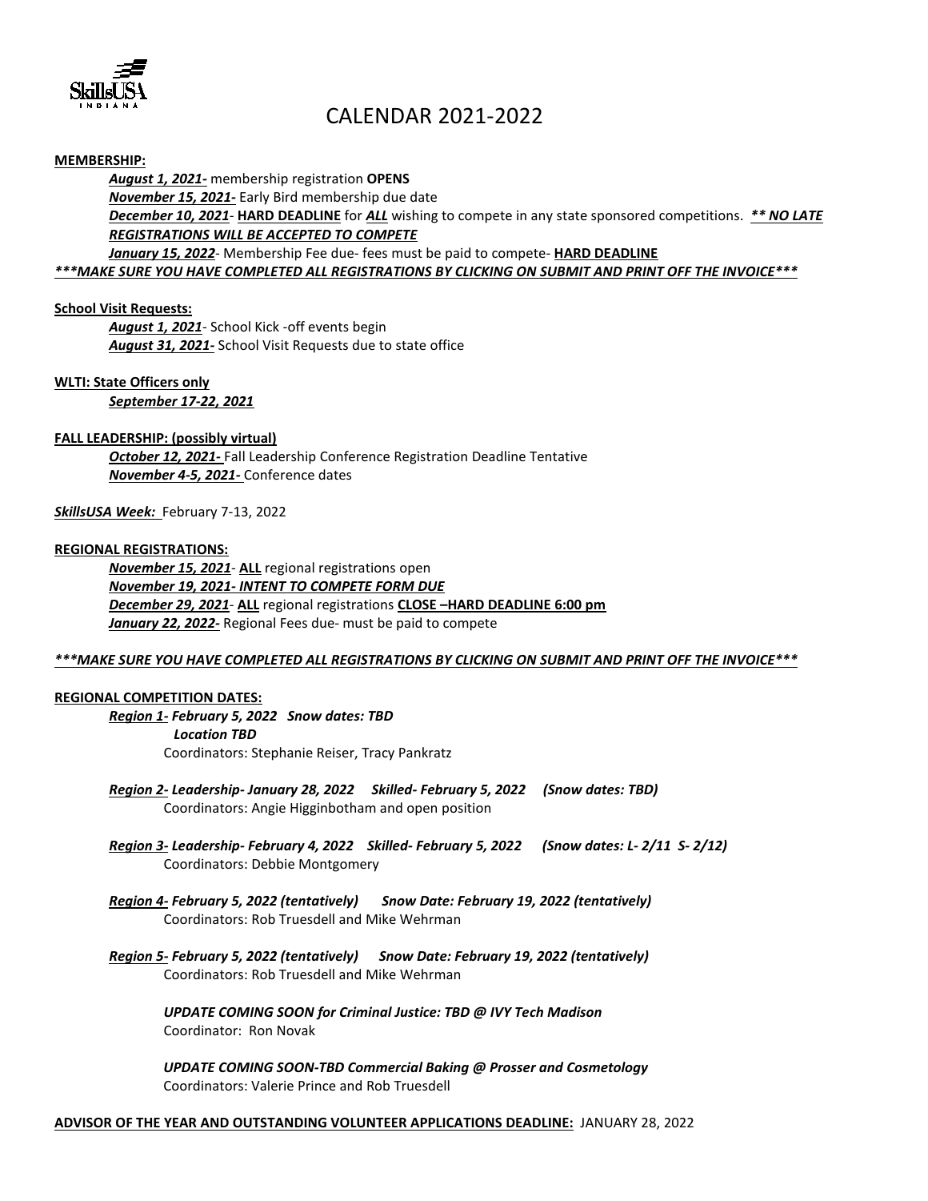# CALENDAR 2021-2022

**MEMBERSHIP:**

***August 1, 2021-*** membership registration **OPENS**
***November 15, 2021-*** Early Bird membership due date
***December 10, 2021***- **HARD DEADLINE** for ***ALL*** wishing to compete in any state sponsored competitions. ***** NO LATE REGISTRATIONS WILL BE ACCEPTED TO COMPETE***
***January 15, 2022***- Membership Fee due- fees must be paid to compete- **HARD DEADLINE**

****\*\*MAKE SURE YOU HAVE COMPLETED ALL REGISTRATIONS BY CLICKING ON SUBMIT AND PRINT OFF THE INVOICE\*\*\****

**School Visit Requests:**

***August 1, 2021***- School Kick -off events begin
***August 31, 2021-*** School Visit Requests due to state office

**WLTI: State Officers only**

***September 17-22, 2021***

**FALL LEADERSHIP: (possibly virtual)**

***October 12, 2021-*** Fall Leadership Conference Registration Deadline Tentative
***November 4-5, 2021-*** Conference dates

***SkillsUSA Week:*** February 7-13, 2022

**REGIONAL REGISTRATIONS:**

***November 15, 2021***- **ALL** regional registrations open
***November 19, 2021- INTENT TO COMPETE FORM DUE***
***December 29, 2021***- **ALL** regional registrations **CLOSE –HARD DEADLINE 6:00 pm**
***January 22, 2022-*** Regional Fees due- must be paid to compete

****\*\*MAKE SURE YOU HAVE COMPLETED ALL REGISTRATIONS BY CLICKING ON SUBMIT AND PRINT OFF THE INVOICE\*\*\****

**REGIONAL COMPETITION DATES:**

***Region 1- February 5, 2022 Snow dates: TBD***
***Location TBD***
Coordinators: Stephanie Reiser, Tracy Pankratz

***Region 2- Leadership- January 28, 2022 Skilled- February 5, 2022 (Snow dates: TBD)***
Coordinators: Angie Higginbotham and open position

***Region 3- Leadership- February 4, 2022 Skilled- February 5, 2022 (Snow dates: L- 2/11 S- 2/12)***
Coordinators: Debbie Montgomery

***Region 4- February 5, 2022 (tentatively) Snow Date: February 19, 2022 (tentatively)***
Coordinators: Rob Truesdell and Mike Wehrman

***Region 5- February 5, 2022 (tentatively) Snow Date: February 19, 2022 (tentatively)***
Coordinators: Rob Truesdell and Mike Wehrman

*UPDATE COMING SOON for Criminal Justice: TBD @ IVY Tech Madison*
Coordinator: Ron Novak

*UPDATE COMING SOON-TBD Commercial Baking @ Prosser and Cosmetology*
Coordinators: Valerie Prince and Rob Truesdell

**ADVISOR OF THE YEAR AND OUTSTANDING VOLUNTEER APPLICATIONS DEADLINE:** JANUARY 28, 2022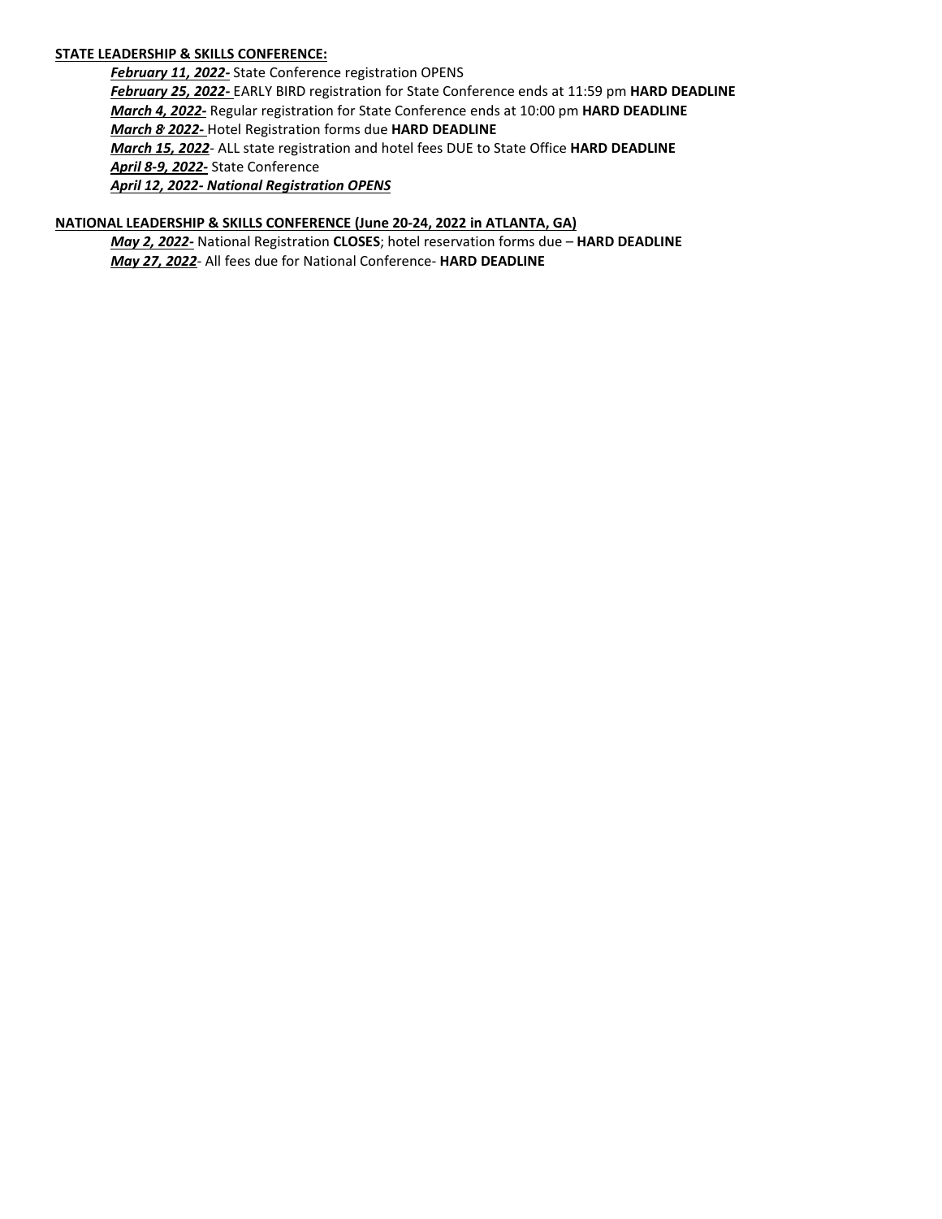**STATE LEADERSHIP & SKILLS CONFERENCE:**

***February 11, 2022-*** State Conference registration OPENS
***February 25, 2022-*** EARLY BIRD registration for State Conference ends at 11:59 pm **HARD DEADLINE**
***March 4, 2022-*** Regular registration for State Conference ends at 10:00 pm **HARD DEADLINE**
***March 8, 2022-*** Hotel Registration forms due **HARD DEADLINE**
***March 15, 2022***- ALL state registration and hotel fees DUE to State Office **HARD DEADLINE**
***April 8-9, 2022-*** State Conference
***April 12, 2022- National Registration OPENS***

**NATIONAL LEADERSHIP & SKILLS CONFERENCE (June 20-24, 2022 in ATLANTA, GA)**

***May 2, 2022-*** National Registration **CLOSES**; hotel reservation forms due – **HARD DEADLINE**
***May 27, 2022***- All fees due for National Conference- **HARD DEADLINE**